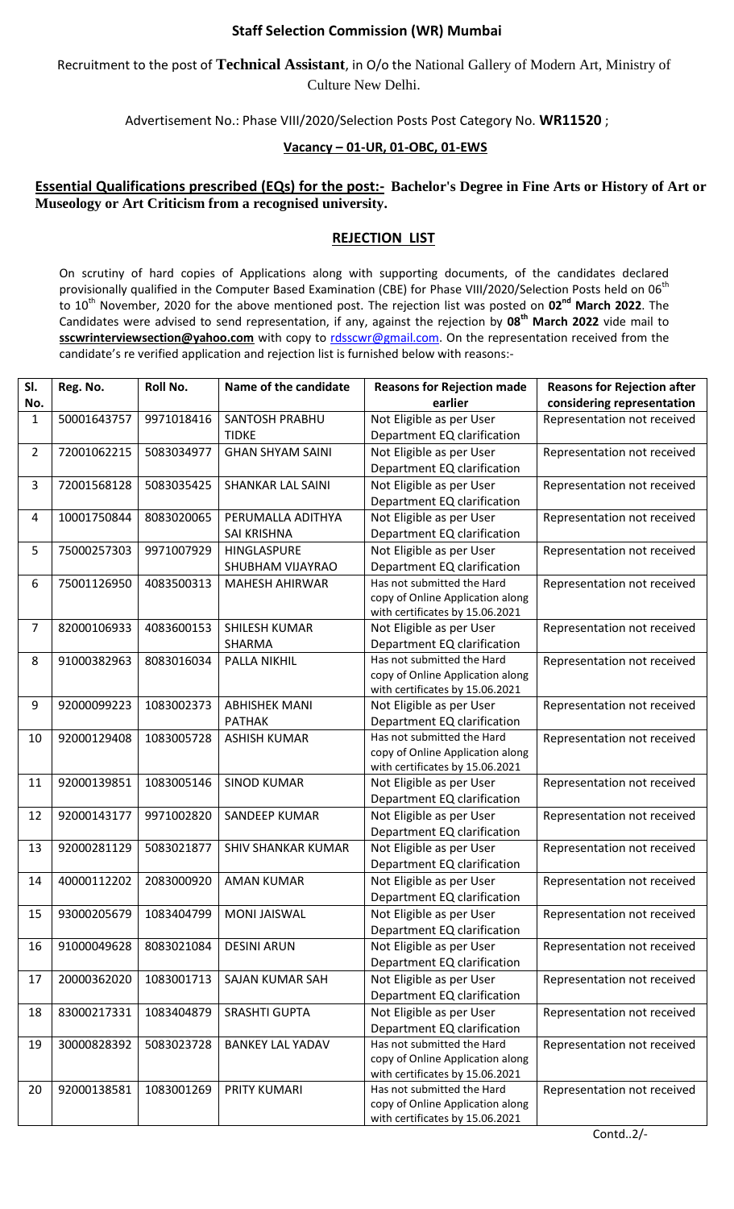**Staff Selection Commission (WR) Mumbai**

Recruitment to the post of **Technical Assistant**, in O/o the National Gallery of Modern Art, Ministry of Culture New Delhi.

Advertisement No.: Phase VIII/2020/Selection Posts Post Category No. **WR11520** ;

**Vacancy – 01-UR, 01-OBC, 01-EWS**

**Essential Qualifications prescribed (EQs) for the post:- Bachelor's Degree in Fine Arts or History of Art or Museology or Art Criticism from a recognised university.**

**REJECTION LIST**

On scrutiny of hard copies of Applications along with supporting documents, of the candidates declared provisionally qualified in the Computer Based Examination (CBE) for Phase VIII/2020/Selection Posts held on 06th to 10th November, 2020 for the above mentioned post. The rejection list was posted on **02nd March 2022**. The Candidates were advised to send representation, if any, against the rejection by **08th March 2022** vide mail to **sscwrinterviewsection@yahoo.com** with copy to rdsscwr@gmail.com. On the representation received from the candidate's re verified application and rejection list is furnished below with reasons:-

| Sl. No. | Reg. No. | Roll No. | Name of the candidate | Reasons for Rejection made earlier | Reasons for Rejection after considering representation |
|---|---|---|---|---|---|
| 1 | 50001643757 | 9971018416 | SANTOSH PRABHU TIDKE | Not Eligible as per User Department EQ clarification | Representation not received |
| 2 | 72001062215 | 5083034977 | GHAN SHYAM SAINI | Not Eligible as per User Department EQ clarification | Representation not received |
| 3 | 72001568128 | 5083035425 | SHANKAR LAL SAINI | Not Eligible as per User Department EQ clarification | Representation not received |
| 4 | 10001750844 | 8083020065 | PERUMALLA ADITHYA SAI KRISHNA | Not Eligible as per User Department EQ clarification | Representation not received |
| 5 | 75000257303 | 9971007929 | HINGLASPURE SHUBHAM VIJAYRAO | Not Eligible as per User Department EQ clarification | Representation not received |
| 6 | 75001126950 | 4083500313 | MAHESH AHIRWAR | Has not submitted the Hard copy of Online Application along with certificates by 15.06.2021 | Representation not received |
| 7 | 82000106933 | 4083600153 | SHILESH KUMAR SHARMA | Not Eligible as per User Department EQ clarification | Representation not received |
| 8 | 91000382963 | 8083016034 | PALLA NIKHIL | Has not submitted the Hard copy of Online Application along with certificates by 15.06.2021 | Representation not received |
| 9 | 92000099223 | 1083002373 | ABHISHEK MANI PATHAK | Not Eligible as per User Department EQ clarification | Representation not received |
| 10 | 92000129408 | 1083005728 | ASHISH KUMAR | Has not submitted the Hard copy of Online Application along with certificates by 15.06.2021 | Representation not received |
| 11 | 92000139851 | 1083005146 | SINOD KUMAR | Not Eligible as per User Department EQ clarification | Representation not received |
| 12 | 92000143177 | 9971002820 | SANDEEP KUMAR | Not Eligible as per User Department EQ clarification | Representation not received |
| 13 | 92000281129 | 5083021877 | SHIV SHANKAR KUMAR | Not Eligible as per User Department EQ clarification | Representation not received |
| 14 | 40000112202 | 2083000920 | AMAN KUMAR | Not Eligible as per User Department EQ clarification | Representation not received |
| 15 | 93000205679 | 1083404799 | MONI JAISWAL | Not Eligible as per User Department EQ clarification | Representation not received |
| 16 | 91000049628 | 8083021084 | DESINI ARUN | Not Eligible as per User Department EQ clarification | Representation not received |
| 17 | 20000362020 | 1083001713 | SAJAN KUMAR SAH | Not Eligible as per User Department EQ clarification | Representation not received |
| 18 | 83000217331 | 1083404879 | SRASHTI GUPTA | Not Eligible as per User Department EQ clarification | Representation not received |
| 19 | 30000828392 | 5083023728 | BANKEY LAL YADAV | Has not submitted the Hard copy of Online Application along with certificates by 15.06.2021 | Representation not received |
| 20 | 92000138581 | 1083001269 | PRITY KUMARI | Has not submitted the Hard copy of Online Application along with certificates by 15.06.2021 | Representation not received |

Contd..2/-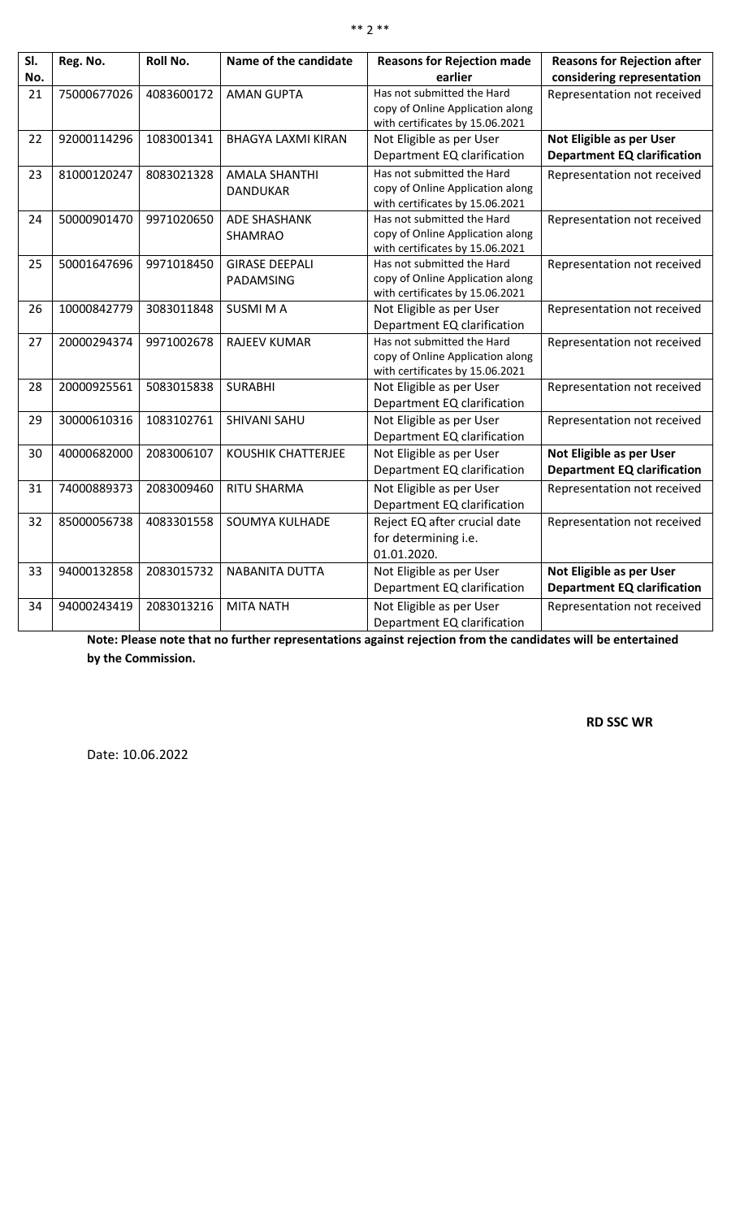| Sl. No. | Reg. No. | Roll No. | Name of the candidate | Reasons for Rejection made earlier | Reasons for Rejection after considering representation |
|---|---|---|---|---|---|
| 21 | 75000677026 | 4083600172 | AMAN GUPTA | Has not submitted the Hard copy of Online Application along with certificates by 15.06.2021 | Representation not received |
| 22 | 92000114296 | 1083001341 | BHAGYA LAXMI KIRAN | Not Eligible as per User Department EQ clarification | **Not Eligible as per User Department EQ clarification** |
| 23 | 81000120247 | 8083021328 | AMALA SHANTHI DANDUKAR | Has not submitted the Hard copy of Online Application along with certificates by 15.06.2021 | Representation not received |
| 24 | 50000901470 | 9971020650 | ADE SHASHANK SHAMRAO | Has not submitted the Hard copy of Online Application along with certificates by 15.06.2021 | Representation not received |
| 25 | 50001647696 | 9971018450 | GIRASE DEEPALI PADAMSING | Has not submitted the Hard copy of Online Application along with certificates by 15.06.2021 | Representation not received |
| 26 | 10000842779 | 3083011848 | SUSMI M A | Not Eligible as per User Department EQ clarification | Representation not received |
| 27 | 20000294374 | 9971002678 | RAJEEV KUMAR | Has not submitted the Hard copy of Online Application along with certificates by 15.06.2021 | Representation not received |
| 28 | 20000925561 | 5083015838 | SURABHI | Not Eligible as per User Department EQ clarification | Representation not received |
| 29 | 30000610316 | 1083102761 | SHIVANI SAHU | Not Eligible as per User Department EQ clarification | Representation not received |
| 30 | 40000682000 | 2083006107 | KOUSHIK CHATTERJEE | Not Eligible as per User Department EQ clarification | **Not Eligible as per User Department EQ clarification** |
| 31 | 74000889373 | 2083009460 | RITU SHARMA | Not Eligible as per User Department EQ clarification | Representation not received |
| 32 | 85000056738 | 4083301558 | SOUMYA KULHADE | Reject EQ after crucial date for determining i.e. 01.01.2020. | Representation not received |
| 33 | 94000132858 | 2083015732 | NABANITA DUTTA | Not Eligible as per User Department EQ clarification | **Not Eligible as per User Department EQ clarification** |
| 34 | 94000243419 | 2083013216 | MITA NATH | Not Eligible as per User Department EQ clarification | Representation not received |

**Note: Please note that no further representations against rejection from the candidates will be entertained by the Commission.**

**RD SSC WR**

Date: 10.06.2022